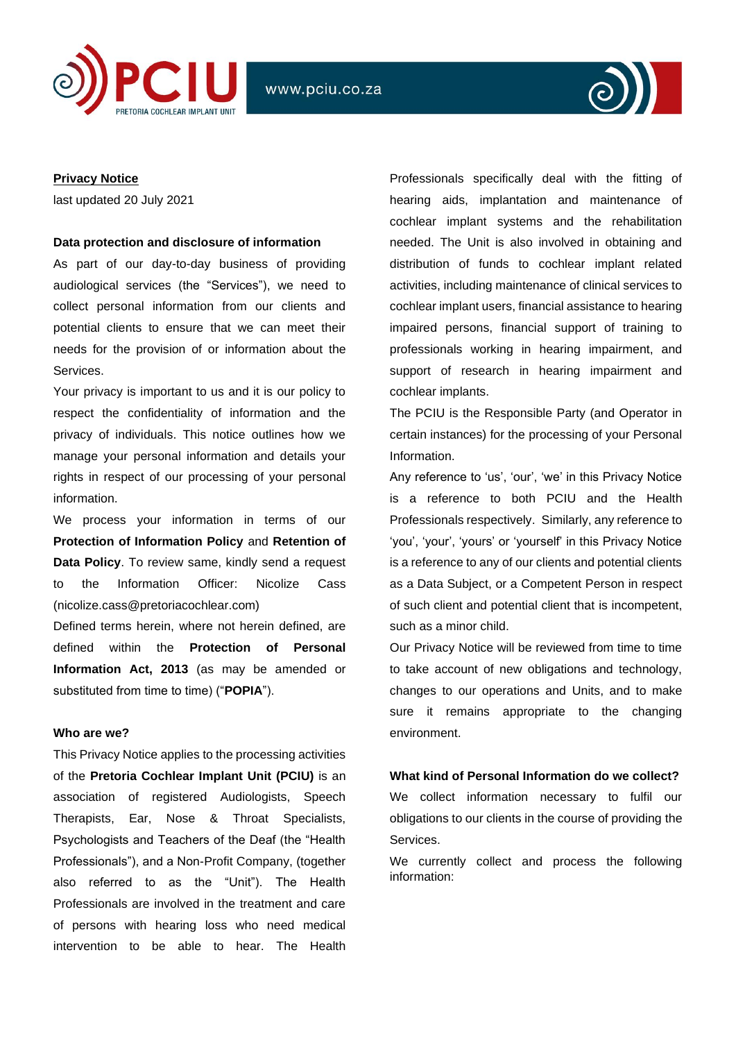**Privacy Notice**

last updated 20 July 2021

**Data protection and disclosure of information**

As part of our day-to-day business of providing audiological services (the "Services"), we need to collect personal information from our clients and potential clients to ensure that we can meet their needs for the provision of or information about the Services.

Your privacy is important to us and it is our policy to respect the confidentiality of information and the privacy of individuals. This notice outlines how we manage your personal information and details your rights in respect of our processing of your personal information.

We process your information in terms of our **Protection of Information Policy** and **Retention of Data Policy**. To review same, kindly send a request to the Information Officer: Nicolize Cass (nicolize.cass@pretoriacochlear.com)

Defined terms herein, where not herein defined, are defined within the **Protection of Personal Information Act, 2013** (as may be amended or substituted from time to time) ("**POPIA**").

**Who are we?**

This Privacy Notice applies to the processing activities of the **Pretoria Cochlear Implant Unit (PCIU)** is an association of registered Audiologists, Speech Therapists, Ear, Nose & Throat Specialists, Psychologists and Teachers of the Deaf (the "Health Professionals"), and a Non-Profit Company, (together also referred to as the "Unit"). The Health Professionals are involved in the treatment and care of persons with hearing loss who need medical intervention to be able to hear. The Health Professionals specifically deal with the fitting of hearing aids, implantation and maintenance of cochlear implant systems and the rehabilitation needed. The Unit is also involved in obtaining and distribution of funds to cochlear implant related activities, including maintenance of clinical services to cochlear implant users, financial assistance to hearing impaired persons, financial support of training to professionals working in hearing impairment, and support of research in hearing impairment and cochlear implants.

The PCIU is the Responsible Party (and Operator in certain instances) for the processing of your Personal Information.

Any reference to 'us', 'our', 'we' in this Privacy Notice is a reference to both PCIU and the Health Professionals respectively. Similarly, any reference to 'you', 'your', 'yours' or 'yourself' in this Privacy Notice is a reference to any of our clients and potential clients as a Data Subject, or a Competent Person in respect of such client and potential client that is incompetent, such as a minor child.

Our Privacy Notice will be reviewed from time to time to take account of new obligations and technology, changes to our operations and Units, and to make sure it remains appropriate to the changing environment.

**What kind of Personal Information do we collect?**

We collect information necessary to fulfil our obligations to our clients in the course of providing the Services.

We currently collect and process the following information: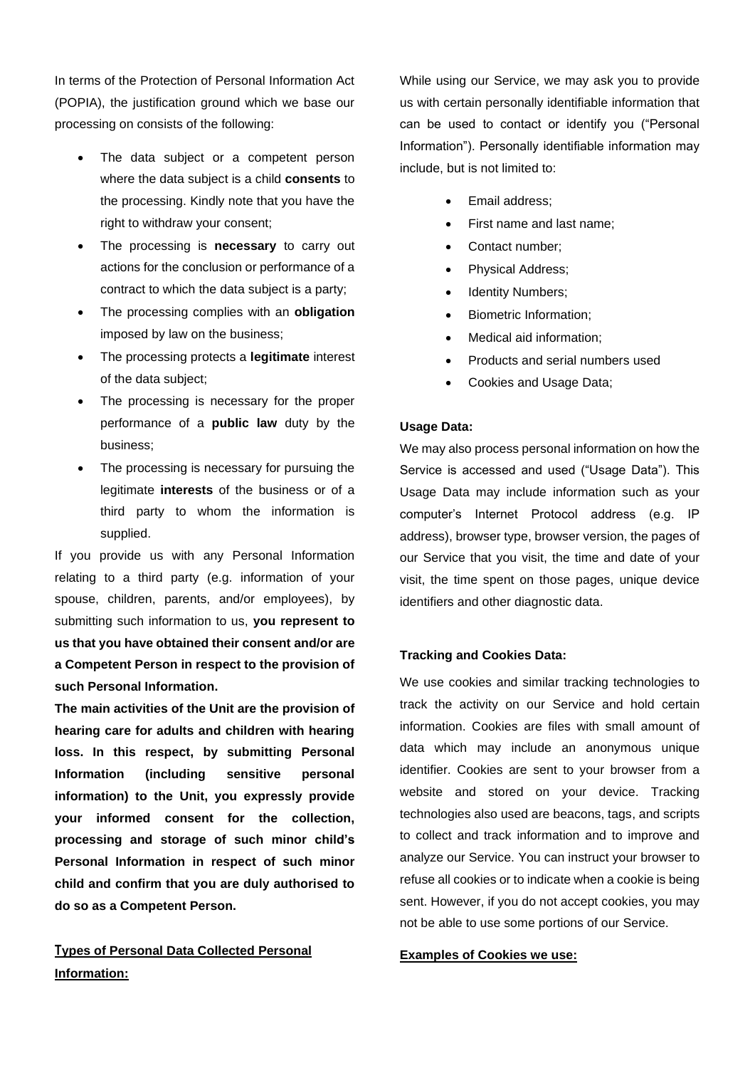In terms of the Protection of Personal Information Act (POPIA), the justification ground which we base our processing on consists of the following:

- The data subject or a competent person where the data subject is a child **consents** to the processing. Kindly note that you have the right to withdraw your consent;
- The processing is **necessary** to carry out actions for the conclusion or performance of a contract to which the data subject is a party;
- The processing complies with an **obligation** imposed by law on the business;
- The processing protects a **legitimate** interest of the data subject;
- The processing is necessary for the proper performance of a **public law** duty by the business;
- The processing is necessary for pursuing the legitimate **interests** of the business or of a third party to whom the information is supplied.

If you provide us with any Personal Information relating to a third party (e.g. information of your spouse, children, parents, and/or employees), by submitting such information to us, **you represent to us that you have obtained their consent and/or are a Competent Person in respect to the provision of such Personal Information.**

**The main activities of the Unit are the provision of hearing care for adults and children with hearing loss. In this respect, by submitting Personal Information (including sensitive personal information) to the Unit, you expressly provide your informed consent for the collection, processing and storage of such minor child's Personal Information in respect of such minor child and confirm that you are duly authorised to do so as a Competent Person.**

**Types of Personal Data Collected Personal Information:**

While using our Service, we may ask you to provide us with certain personally identifiable information that can be used to contact or identify you ("Personal Information"). Personally identifiable information may include, but is not limited to:

- Email address;
- First name and last name;
- Contact number;
- Physical Address;
- Identity Numbers;
- Biometric Information;
- Medical aid information;
- Products and serial numbers used
- Cookies and Usage Data;

**Usage Data:**

We may also process personal information on how the Service is accessed and used ("Usage Data"). This Usage Data may include information such as your computer's Internet Protocol address (e.g. IP address), browser type, browser version, the pages of our Service that you visit, the time and date of your visit, the time spent on those pages, unique device identifiers and other diagnostic data.

**Tracking and Cookies Data:**

We use cookies and similar tracking technologies to track the activity on our Service and hold certain information. Cookies are files with small amount of data which may include an anonymous unique identifier. Cookies are sent to your browser from a website and stored on your device. Tracking technologies also used are beacons, tags, and scripts to collect and track information and to improve and analyze our Service. You can instruct your browser to refuse all cookies or to indicate when a cookie is being sent. However, if you do not accept cookies, you may not be able to use some portions of our Service.

**Examples of Cookies we use:**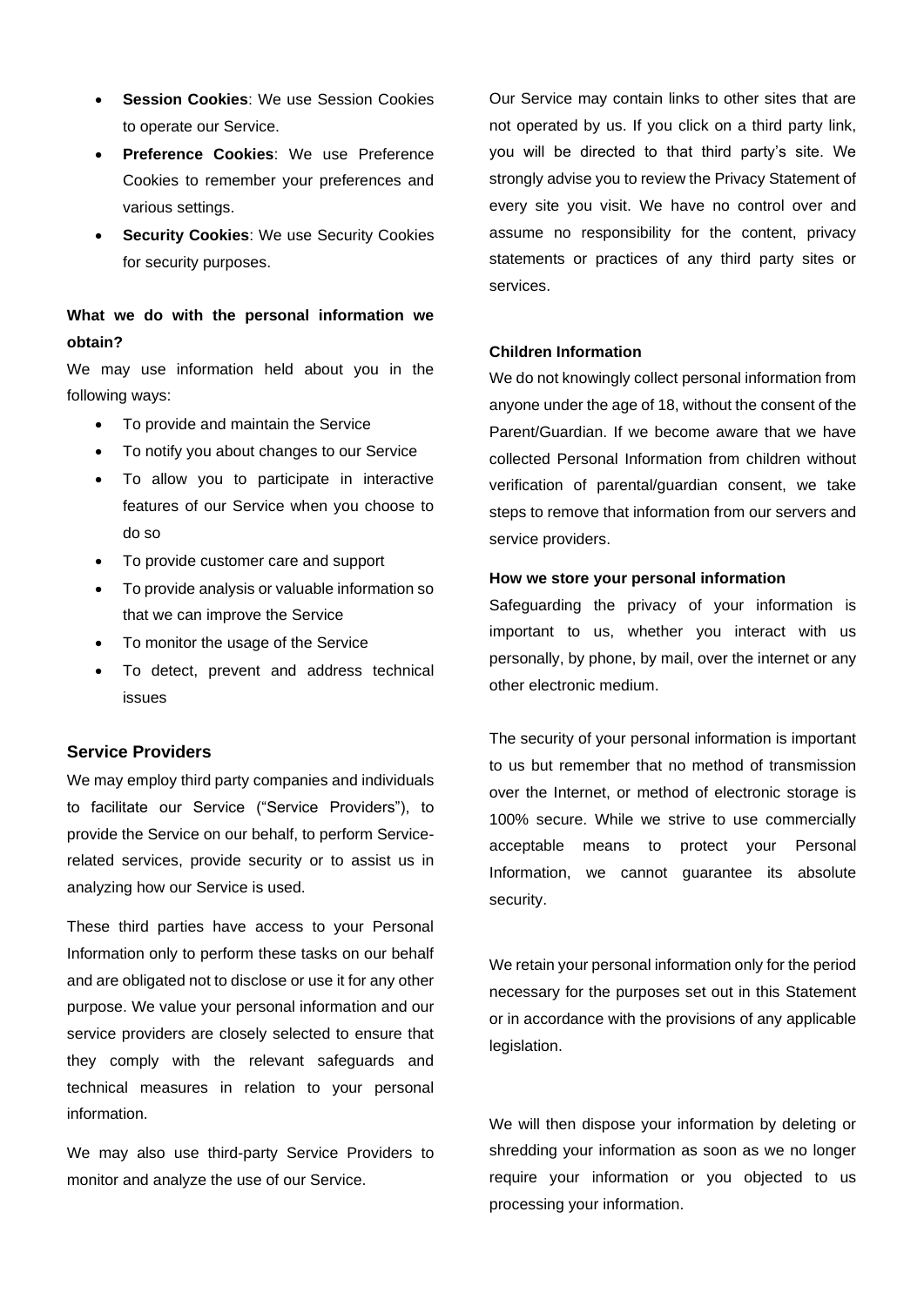- **Session Cookies**: We use Session Cookies to operate our Service.
- **Preference Cookies**: We use Preference Cookies to remember your preferences and various settings.
- **Security Cookies**: We use Security Cookies for security purposes.

**What we do with the personal information we obtain?**

We may use information held about you in the following ways:

- To provide and maintain the Service
- To notify you about changes to our Service
- To allow you to participate in interactive features of our Service when you choose to do so
- To provide customer care and support
- To provide analysis or valuable information so that we can improve the Service
- To monitor the usage of the Service
- To detect, prevent and address technical issues

### Service Providers

We may employ third party companies and individuals to facilitate our Service ("Service Providers"), to provide the Service on our behalf, to perform Service-related services, provide security or to assist us in analyzing how our Service is used.

These third parties have access to your Personal Information only to perform these tasks on our behalf and are obligated not to disclose or use it for any other purpose. We value your personal information and our service providers are closely selected to ensure that they comply with the relevant safeguards and technical measures in relation to your personal information.

We may also use third-party Service Providers to monitor and analyze the use of our Service.

Our Service may contain links to other sites that are not operated by us. If you click on a third party link, you will be directed to that third party's site. We strongly advise you to review the Privacy Statement of every site you visit. We have no control over and assume no responsibility for the content, privacy statements or practices of any third party sites or services.

**Children Information**

We do not knowingly collect personal information from anyone under the age of 18, without the consent of the Parent/Guardian. If we become aware that we have collected Personal Information from children without verification of parental/guardian consent, we take steps to remove that information from our servers and service providers.

**How we store your personal information**

Safeguarding the privacy of your information is important to us, whether you interact with us personally, by phone, by mail, over the internet or any other electronic medium.

The security of your personal information is important to us but remember that no method of transmission over the Internet, or method of electronic storage is 100% secure. While we strive to use commercially acceptable means to protect your Personal Information, we cannot guarantee its absolute security.

We retain your personal information only for the period necessary for the purposes set out in this Statement or in accordance with the provisions of any applicable legislation.

We will then dispose your information by deleting or shredding your information as soon as we no longer require your information or you objected to us processing your information.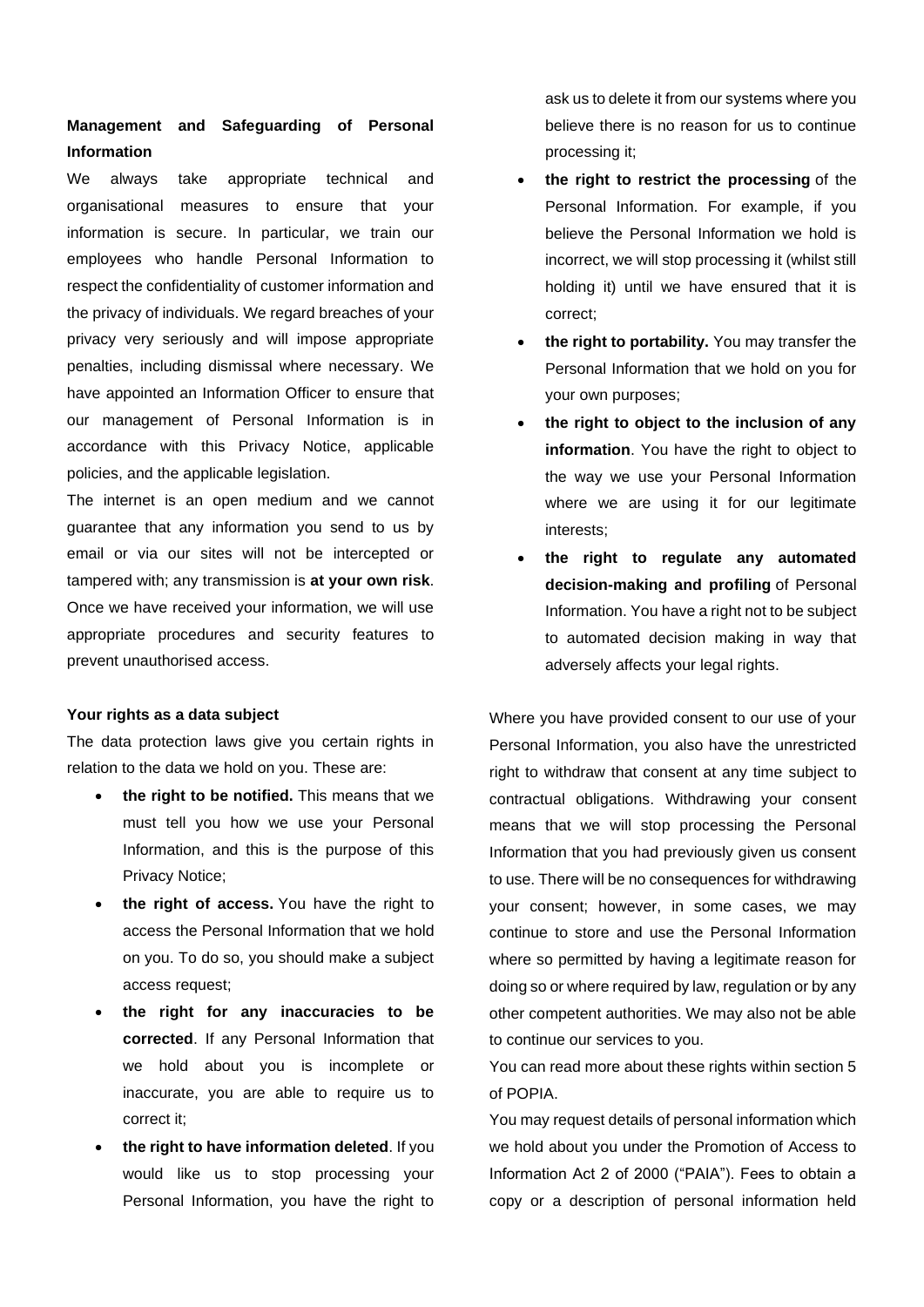## Management and Safeguarding of Personal Information

We always take appropriate technical and organisational measures to ensure that your information is secure. In particular, we train our employees who handle Personal Information to respect the confidentiality of customer information and the privacy of individuals. We regard breaches of your privacy very seriously and will impose appropriate penalties, including dismissal where necessary. We have appointed an Information Officer to ensure that our management of Personal Information is in accordance with this Privacy Notice, applicable policies, and the applicable legislation.

The internet is an open medium and we cannot guarantee that any information you send to us by email or via our sites will not be intercepted or tampered with; any transmission is **at your own risk**. Once we have received your information, we will use appropriate procedures and security features to prevent unauthorised access.

### Your rights as a data subject

The data protection laws give you certain rights in relation to the data we hold on you. These are:

- **the right to be notified.** This means that we must tell you how we use your Personal Information, and this is the purpose of this Privacy Notice;
- **the right of access.** You have the right to access the Personal Information that we hold on you. To do so, you should make a subject access request;
- **the right for any inaccuracies to be corrected**. If any Personal Information that we hold about you is incomplete or inaccurate, you are able to require us to correct it;
- **the right to have information deleted**. If you would like us to stop processing your Personal Information, you have the right to ask us to delete it from our systems where you believe there is no reason for us to continue processing it;
- **the right to restrict the processing** of the Personal Information. For example, if you believe the Personal Information we hold is incorrect, we will stop processing it (whilst still holding it) until we have ensured that it is correct;
- **the right to portability.** You may transfer the Personal Information that we hold on you for your own purposes;
- **the right to object to the inclusion of any information**. You have the right to object to the way we use your Personal Information where we are using it for our legitimate interests;
- **the right to regulate any automated decision-making and profiling** of Personal Information. You have a right not to be subject to automated decision making in way that adversely affects your legal rights.

Where you have provided consent to our use of your Personal Information, you also have the unrestricted right to withdraw that consent at any time subject to contractual obligations. Withdrawing your consent means that we will stop processing the Personal Information that you had previously given us consent to use. There will be no consequences for withdrawing your consent; however, in some cases, we may continue to store and use the Personal Information where so permitted by having a legitimate reason for doing so or where required by law, regulation or by any other competent authorities. We may also not be able to continue our services to you.

You can read more about these rights within section 5 of POPIA.

You may request details of personal information which we hold about you under the Promotion of Access to Information Act 2 of 2000 ("PAIA"). Fees to obtain a copy or a description of personal information held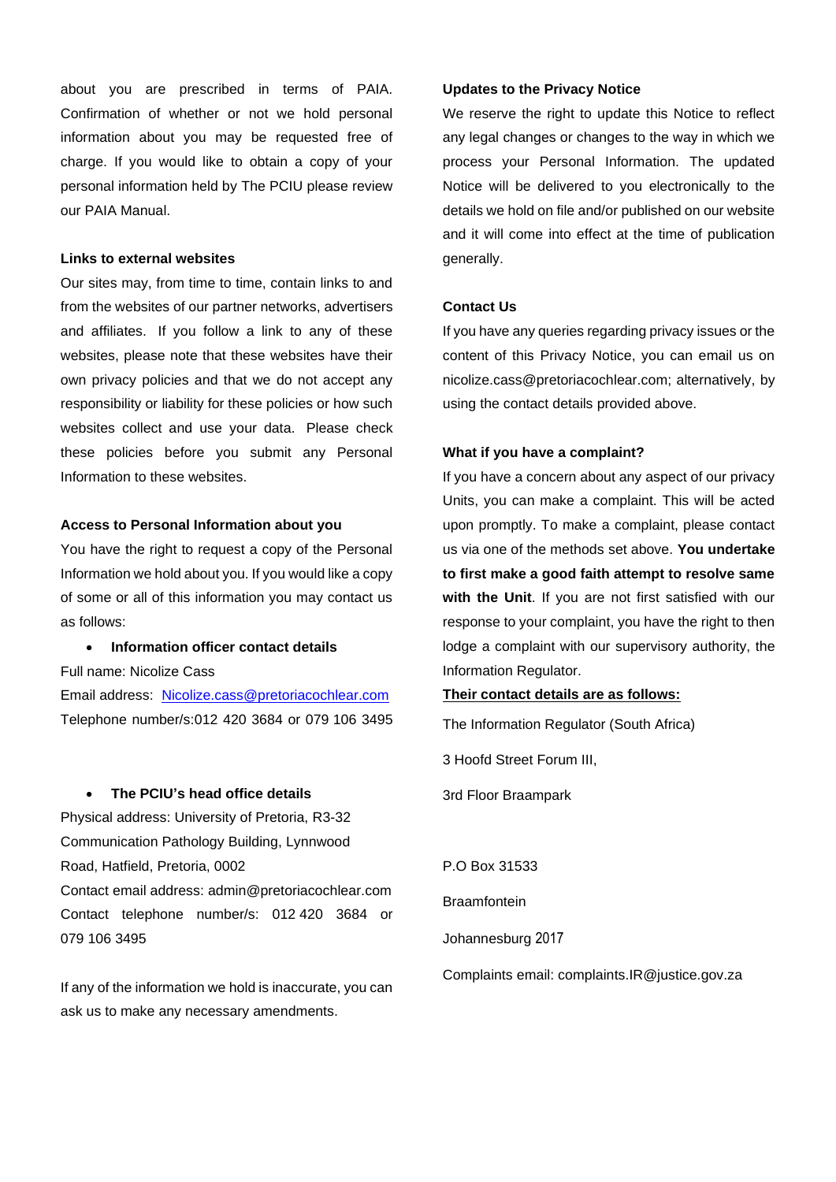about you are prescribed in terms of PAIA. Confirmation of whether or not we hold personal information about you may be requested free of charge. If you would like to obtain a copy of your personal information held by The PCIU please review our PAIA Manual.

**Links to external websites**

Our sites may, from time to time, contain links to and from the websites of our partner networks, advertisers and affiliates. If you follow a link to any of these websites, please note that these websites have their own privacy policies and that we do not accept any responsibility or liability for these policies or how such websites collect and use your data. Please check these policies before you submit any Personal Information to these websites.

**Access to Personal Information about you**

You have the right to request a copy of the Personal Information we hold about you. If you would like a copy of some or all of this information you may contact us as follows:

- **Information officer contact details**

Full name: Nicolize Cass
Email address: Nicolize.cass@pretoriacochlear.com
Telephone number/s:012 420 3684 or 079 106 3495

- **The PCIU's head office details**

Physical address: University of Pretoria, R3-32 Communication Pathology Building, Lynnwood Road, Hatfield, Pretoria, 0002
Contact email address: admin@pretoriacochlear.com
Contact telephone number/s: 012 420 3684 or 079 106 3495

If any of the information we hold is inaccurate, you can ask us to make any necessary amendments.

**Updates to the Privacy Notice**

We reserve the right to update this Notice to reflect any legal changes or changes to the way in which we process your Personal Information. The updated Notice will be delivered to you electronically to the details we hold on file and/or published on our website and it will come into effect at the time of publication generally.

**Contact Us**

If you have any queries regarding privacy issues or the content of this Privacy Notice, you can email us on nicolize.cass@pretoriacochlear.com; alternatively, by using the contact details provided above.

**What if you have a complaint?**

If you have a concern about any aspect of our privacy Units, you can make a complaint. This will be acted upon promptly. To make a complaint, please contact us via one of the methods set above. **You undertake to first make a good faith attempt to resolve same with the Unit**. If you are not first satisfied with our response to your complaint, you have the right to then lodge a complaint with our supervisory authority, the Information Regulator.

**Their contact details are as follows:**

The Information Regulator (South Africa)

3 Hoofd Street Forum III,

3rd Floor Braampark

P.O Box 31533

Braamfontein

Johannesburg 2017

Complaints email: complaints.IR@justice.gov.za